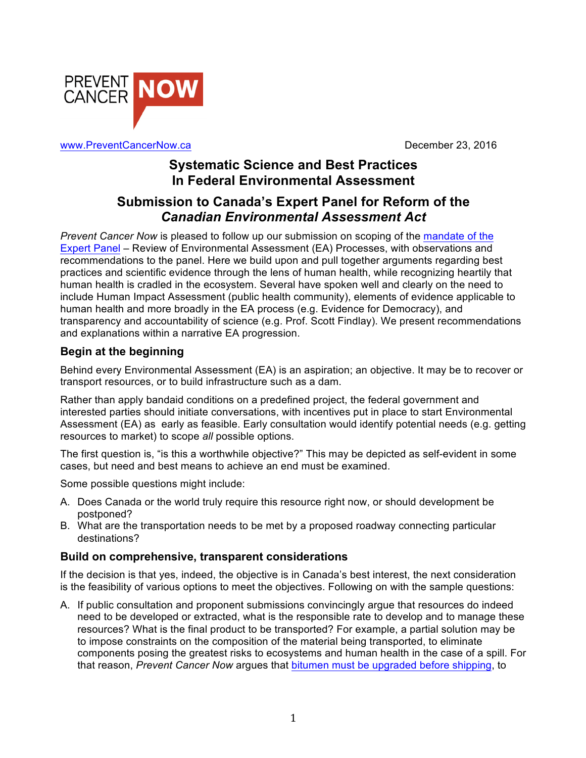PREVENT CANCER NOW

www.PreventCancerNow.ca

December 23, 2016

# Systematic Science and Best Practices In Federal Environmental Assessment

# Submission to Canada's Expert Panel for Reform of the *Canadian Environmental Assessment Act*

*Prevent Cancer Now* is pleased to follow up our submission on scoping of the mandate of the Expert Panel – Review of Environmental Assessment (EA) Processes, with observations and recommendations to the panel. Here we build upon and pull together arguments regarding best practices and scientific evidence through the lens of human health, while recognizing heartily that human health is cradled in the ecosystem. Several have spoken well and clearly on the need to include Human Impact Assessment (public health community), elements of evidence applicable to human health and more broadly in the EA process (e.g. Evidence for Democracy), and transparency and accountability of science (e.g. Prof. Scott Findlay). We present recommendations and explanations within a narrative EA progression.

## Begin at the beginning

Behind every Environmental Assessment (EA) is an aspiration; an objective. It may be to recover or transport resources, or to build infrastructure such as a dam.

Rather than apply bandaid conditions on a predefined project, the federal government and interested parties should initiate conversations, with incentives put in place to start Environmental Assessment (EA) as early as feasible. Early consultation would identify potential needs (e.g. getting resources to market) to scope *all* possible options.

The first question is, "is this a worthwhile objective?" This may be depicted as self-evident in some cases, but need and best means to achieve an end must be examined.

Some possible questions might include:

A. Does Canada or the world truly require this resource right now, or should development be postponed?
B. What are the transportation needs to be met by a proposed roadway connecting particular destinations?

## Build on comprehensive, transparent considerations

If the decision is that yes, indeed, the objective is in Canada's best interest, the next consideration is the feasibility of various options to meet the objectives. Following on with the sample questions:

A. If public consultation and proponent submissions convincingly argue that resources do indeed need to be developed or extracted, what is the responsible rate to develop and to manage these resources? What is the final product to be transported? For example, a partial solution may be to impose constraints on the composition of the material being transported, to eliminate components posing the greatest risks to ecosystems and human health in the case of a spill. For that reason, *Prevent Cancer Now* argues that bitumen must be upgraded before shipping, to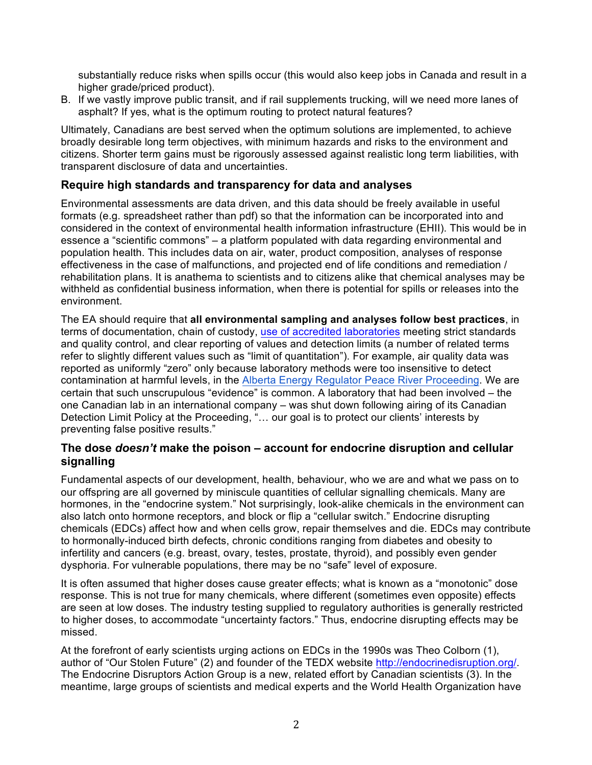substantially reduce risks when spills occur (this would also keep jobs in Canada and result in a higher grade/priced product).

B. If we vastly improve public transit, and if rail supplements trucking, will we need more lanes of asphalt? If yes, what is the optimum routing to protect natural features?

Ultimately, Canadians are best served when the optimum solutions are implemented, to achieve broadly desirable long term objectives, with minimum hazards and risks to the environment and citizens. Shorter term gains must be rigorously assessed against realistic long term liabilities, with transparent disclosure of data and uncertainties.

## Require high standards and transparency for data and analyses

Environmental assessments are data driven, and this data should be freely available in useful formats (e.g. spreadsheet rather than pdf) so that the information can be incorporated into and considered in the context of environmental health information infrastructure (EHII). This would be in essence a "scientific commons" – a platform populated with data regarding environmental and population health. This includes data on air, water, product composition, analyses of response effectiveness in the case of malfunctions, and projected end of life conditions and remediation / rehabilitation plans. It is anathema to scientists and to citizens alike that chemical analyses may be withheld as confidential business information, when there is potential for spills or releases into the environment.

The EA should require that **all environmental sampling and analyses follow best practices**, in terms of documentation, chain of custody, use of accredited laboratories meeting strict standards and quality control, and clear reporting of values and detection limits (a number of related terms refer to slightly different values such as "limit of quantitation"). For example, air quality data was reported as uniformly "zero" only because laboratory methods were too insensitive to detect contamination at harmful levels, in the Alberta Energy Regulator Peace River Proceeding. We are certain that such unscrupulous "evidence" is common. A laboratory that had been involved – the one Canadian lab in an international company – was shut down following airing of its Canadian Detection Limit Policy at the Proceeding, "… our goal is to protect our clients' interests by preventing false positive results."

## The dose *doesn't* make the poison – account for endocrine disruption and cellular signalling

Fundamental aspects of our development, health, behaviour, who we are and what we pass on to our offspring are all governed by miniscule quantities of cellular signalling chemicals. Many are hormones, in the "endocrine system." Not surprisingly, look-alike chemicals in the environment can also latch onto hormone receptors, and block or flip a "cellular switch." Endocrine disrupting chemicals (EDCs) affect how and when cells grow, repair themselves and die. EDCs may contribute to hormonally-induced birth defects, chronic conditions ranging from diabetes and obesity to infertility and cancers (e.g. breast, ovary, testes, prostate, thyroid), and possibly even gender dysphoria. For vulnerable populations, there may be no "safe" level of exposure.

It is often assumed that higher doses cause greater effects; what is known as a "monotonic" dose response. This is not true for many chemicals, where different (sometimes even opposite) effects are seen at low doses. The industry testing supplied to regulatory authorities is generally restricted to higher doses, to accommodate "uncertainty factors." Thus, endocrine disrupting effects may be missed.

At the forefront of early scientists urging actions on EDCs in the 1990s was Theo Colborn (1), author of "Our Stolen Future" (2) and founder of the TEDX website http://endocrinedisruption.org/. The Endocrine Disruptors Action Group is a new, related effort by Canadian scientists (3). In the meantime, large groups of scientists and medical experts and the World Health Organization have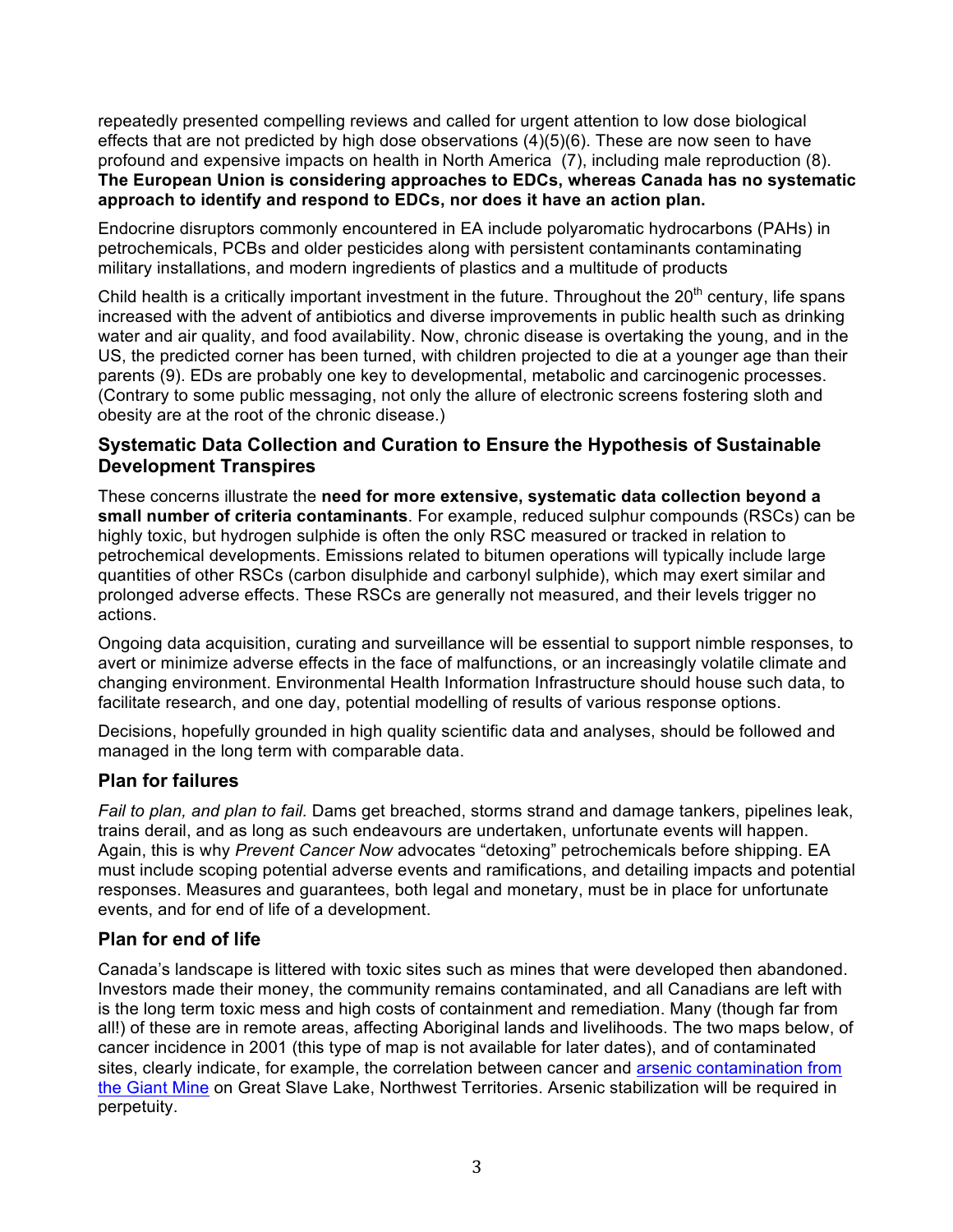repeatedly presented compelling reviews and called for urgent attention to low dose biological effects that are not predicted by high dose observations (4)(5)(6). These are now seen to have profound and expensive impacts on health in North America (7), including male reproduction (8). **The European Union is considering approaches to EDCs, whereas Canada has no systematic approach to identify and respond to EDCs, nor does it have an action plan.**

Endocrine disruptors commonly encountered in EA include polyaromatic hydrocarbons (PAHs) in petrochemicals, PCBs and older pesticides along with persistent contaminants contaminating military installations, and modern ingredients of plastics and a multitude of products

Child health is a critically important investment in the future. Throughout the 20th century, life spans increased with the advent of antibiotics and diverse improvements in public health such as drinking water and air quality, and food availability. Now, chronic disease is overtaking the young, and in the US, the predicted corner has been turned, with children projected to die at a younger age than their parents (9). EDs are probably one key to developmental, metabolic and carcinogenic processes. (Contrary to some public messaging, not only the allure of electronic screens fostering sloth and obesity are at the root of the chronic disease.)

## Systematic Data Collection and Curation to Ensure the Hypothesis of Sustainable Development Transpires

These concerns illustrate the **need for more extensive, systematic data collection beyond a small number of criteria contaminants**. For example, reduced sulphur compounds (RSCs) can be highly toxic, but hydrogen sulphide is often the only RSC measured or tracked in relation to petrochemical developments. Emissions related to bitumen operations will typically include large quantities of other RSCs (carbon disulphide and carbonyl sulphide), which may exert similar and prolonged adverse effects. These RSCs are generally not measured, and their levels trigger no actions.

Ongoing data acquisition, curating and surveillance will be essential to support nimble responses, to avert or minimize adverse effects in the face of malfunctions, or an increasingly volatile climate and changing environment. Environmental Health Information Infrastructure should house such data, to facilitate research, and one day, potential modelling of results of various response options.

Decisions, hopefully grounded in high quality scientific data and analyses, should be followed and managed in the long term with comparable data.

## Plan for failures

*Fail to plan, and plan to fail.* Dams get breached, storms strand and damage tankers, pipelines leak, trains derail, and as long as such endeavours are undertaken, unfortunate events will happen. Again, this is why *Prevent Cancer Now* advocates "detoxing" petrochemicals before shipping. EA must include scoping potential adverse events and ramifications, and detailing impacts and potential responses. Measures and guarantees, both legal and monetary, must be in place for unfortunate events, and for end of life of a development.

## Plan for end of life

Canada's landscape is littered with toxic sites such as mines that were developed then abandoned. Investors made their money, the community remains contaminated, and all Canadians are left with is the long term toxic mess and high costs of containment and remediation. Many (though far from all!) of these are in remote areas, affecting Aboriginal lands and livelihoods. The two maps below, of cancer incidence in 2001 (this type of map is not available for later dates), and of contaminated sites, clearly indicate, for example, the correlation between cancer and arsenic contamination from the Giant Mine on Great Slave Lake, Northwest Territories. Arsenic stabilization will be required in perpetuity.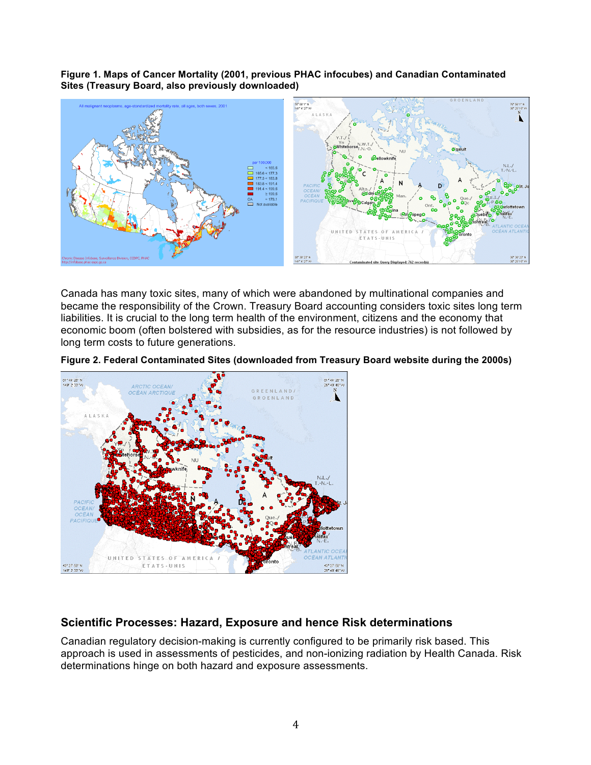**Figure 1. Maps of Cancer Mortality (2001, previous PHAC infocubes) and Canadian Contaminated Sites (Treasury Board, also previously downloaded)**

Canada has many toxic sites, many of which were abandoned by multinational companies and became the responsibility of the Crown. Treasury Board accounting considers toxic sites long term liabilities. It is crucial to the long term health of the environment, citizens and the economy that economic boom (often bolstered with subsidies, as for the resource industries) is not followed by long term costs to future generations.

**Figure 2. Federal Contaminated Sites (downloaded from Treasury Board website during the 2000s)**

## Scientific Processes: Hazard, Exposure and hence Risk determinations

Canadian regulatory decision-making is currently configured to be primarily risk based. This approach is used in assessments of pesticides, and non-ionizing radiation by Health Canada. Risk determinations hinge on both hazard and exposure assessments.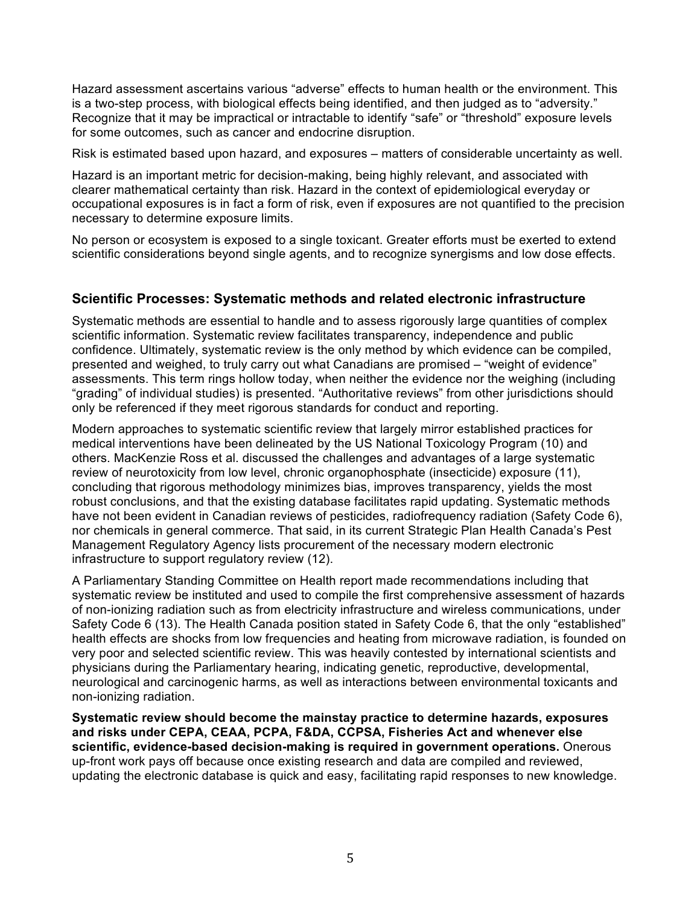Hazard assessment ascertains various “adverse” effects to human health or the environment. This is a two-step process, with biological effects being identified, and then judged as to “adversity.” Recognize that it may be impractical or intractable to identify “safe” or “threshold” exposure levels for some outcomes, such as cancer and endocrine disruption.

Risk is estimated based upon hazard, and exposures – matters of considerable uncertainty as well.

Hazard is an important metric for decision-making, being highly relevant, and associated with clearer mathematical certainty than risk. Hazard in the context of epidemiological everyday or occupational exposures is in fact a form of risk, even if exposures are not quantified to the precision necessary to determine exposure limits.

No person or ecosystem is exposed to a single toxicant. Greater efforts must be exerted to extend scientific considerations beyond single agents, and to recognize synergisms and low dose effects.

## Scientific Processes: Systematic methods and related electronic infrastructure

Systematic methods are essential to handle and to assess rigorously large quantities of complex scientific information. Systematic review facilitates transparency, independence and public confidence. Ultimately, systematic review is the only method by which evidence can be compiled, presented and weighed, to truly carry out what Canadians are promised – “weight of evidence” assessments. This term rings hollow today, when neither the evidence nor the weighing (including “grading” of individual studies) is presented. “Authoritative reviews” from other jurisdictions should only be referenced if they meet rigorous standards for conduct and reporting.

Modern approaches to systematic scientific review that largely mirror established practices for medical interventions have been delineated by the US National Toxicology Program (10) and others. MacKenzie Ross et al. discussed the challenges and advantages of a large systematic review of neurotoxicity from low level, chronic organophosphate (insecticide) exposure (11), concluding that rigorous methodology minimizes bias, improves transparency, yields the most robust conclusions, and that the existing database facilitates rapid updating. Systematic methods have not been evident in Canadian reviews of pesticides, radiofrequency radiation (Safety Code 6), nor chemicals in general commerce. That said, in its current Strategic Plan Health Canada’s Pest Management Regulatory Agency lists procurement of the necessary modern electronic infrastructure to support regulatory review (12).

A Parliamentary Standing Committee on Health report made recommendations including that systematic review be instituted and used to compile the first comprehensive assessment of hazards of non-ionizing radiation such as from electricity infrastructure and wireless communications, under Safety Code 6 (13). The Health Canada position stated in Safety Code 6, that the only “established” health effects are shocks from low frequencies and heating from microwave radiation, is founded on very poor and selected scientific review. This was heavily contested by international scientists and physicians during the Parliamentary hearing, indicating genetic, reproductive, developmental, neurological and carcinogenic harms, as well as interactions between environmental toxicants and non-ionizing radiation.

**Systematic review should become the mainstay practice to determine hazards, exposures and risks under CEPA, CEAA, PCPA, F&DA, CCPSA, Fisheries Act and whenever else scientific, evidence-based decision-making is required in government operations.** Onerous up-front work pays off because once existing research and data are compiled and reviewed, updating the electronic database is quick and easy, facilitating rapid responses to new knowledge.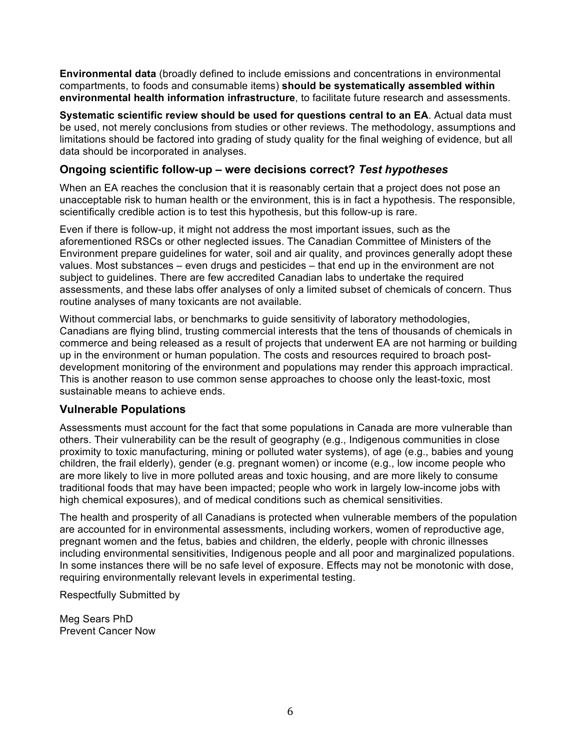**Environmental data** (broadly defined to include emissions and concentrations in environmental compartments, to foods and consumable items) **should be systematically assembled within environmental health information infrastructure**, to facilitate future research and assessments.

**Systematic scientific review should be used for questions central to an EA**. Actual data must be used, not merely conclusions from studies or other reviews. The methodology, assumptions and limitations should be factored into grading of study quality for the final weighing of evidence, but all data should be incorporated in analyses.

## Ongoing scientific follow-up – were decisions correct? *Test hypotheses*

When an EA reaches the conclusion that it is reasonably certain that a project does not pose an unacceptable risk to human health or the environment, this is in fact a hypothesis. The responsible, scientifically credible action is to test this hypothesis, but this follow-up is rare.

Even if there is follow-up, it might not address the most important issues, such as the aforementioned RSCs or other neglected issues. The Canadian Committee of Ministers of the Environment prepare guidelines for water, soil and air quality, and provinces generally adopt these values. Most substances – even drugs and pesticides – that end up in the environment are not subject to guidelines. There are few accredited Canadian labs to undertake the required assessments, and these labs offer analyses of only a limited subset of chemicals of concern. Thus routine analyses of many toxicants are not available.

Without commercial labs, or benchmarks to guide sensitivity of laboratory methodologies, Canadians are flying blind, trusting commercial interests that the tens of thousands of chemicals in commerce and being released as a result of projects that underwent EA are not harming or building up in the environment or human population. The costs and resources required to broach post-development monitoring of the environment and populations may render this approach impractical. This is another reason to use common sense approaches to choose only the least-toxic, most sustainable means to achieve ends.

## Vulnerable Populations

Assessments must account for the fact that some populations in Canada are more vulnerable than others. Their vulnerability can be the result of geography (e.g., Indigenous communities in close proximity to toxic manufacturing, mining or polluted water systems), of age (e.g., babies and young children, the frail elderly), gender (e.g. pregnant women) or income (e.g., low income people who are more likely to live in more polluted areas and toxic housing, and are more likely to consume traditional foods that may have been impacted; people who work in largely low-income jobs with high chemical exposures), and of medical conditions such as chemical sensitivities.

The health and prosperity of all Canadians is protected when vulnerable members of the population are accounted for in environmental assessments, including workers, women of reproductive age, pregnant women and the fetus, babies and children, the elderly, people with chronic illnesses including environmental sensitivities, Indigenous people and all poor and marginalized populations. In some instances there will be no safe level of exposure. Effects may not be monotonic with dose, requiring environmentally relevant levels in experimental testing.

Respectfully Submitted by

Meg Sears PhD
Prevent Cancer Now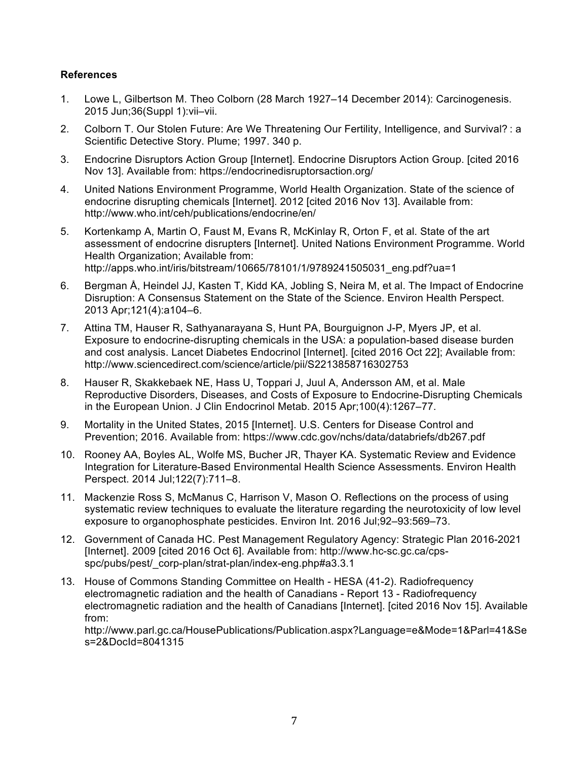**References**

1. Lowe L, Gilbertson M. Theo Colborn (28 March 1927–14 December 2014): Carcinogenesis. 2015 Jun;36(Suppl 1):vii–vii.
2. Colborn T. Our Stolen Future: Are We Threatening Our Fertility, Intelligence, and Survival? : a Scientific Detective Story. Plume; 1997. 340 p.
3. Endocrine Disruptors Action Group [Internet]. Endocrine Disruptors Action Group. [cited 2016 Nov 13]. Available from: https://endocrinedisruptorsaction.org/
4. United Nations Environment Programme, World Health Organization. State of the science of endocrine disrupting chemicals [Internet]. 2012 [cited 2016 Nov 13]. Available from: http://www.who.int/ceh/publications/endocrine/en/
5. Kortenkamp A, Martin O, Faust M, Evans R, McKinlay R, Orton F, et al. State of the art assessment of endocrine disrupters [Internet]. United Nations Environment Programme. World Health Organization; Available from: http://apps.who.int/iris/bitstream/10665/78101/1/9789241505031_eng.pdf?ua=1
6. Bergman Å, Heindel JJ, Kasten T, Kidd KA, Jobling S, Neira M, et al. The Impact of Endocrine Disruption: A Consensus Statement on the State of the Science. Environ Health Perspect. 2013 Apr;121(4):a104–6.
7. Attina TM, Hauser R, Sathyanarayana S, Hunt PA, Bourguignon J-P, Myers JP, et al. Exposure to endocrine-disrupting chemicals in the USA: a population-based disease burden and cost analysis. Lancet Diabetes Endocrinol [Internet]. [cited 2016 Oct 22]; Available from: http://www.sciencedirect.com/science/article/pii/S2213858716302753
8. Hauser R, Skakkebaek NE, Hass U, Toppari J, Juul A, Andersson AM, et al. Male Reproductive Disorders, Diseases, and Costs of Exposure to Endocrine-Disrupting Chemicals in the European Union. J Clin Endocrinol Metab. 2015 Apr;100(4):1267–77.
9. Mortality in the United States, 2015 [Internet]. U.S. Centers for Disease Control and Prevention; 2016. Available from: https://www.cdc.gov/nchs/data/databriefs/db267.pdf
10. Rooney AA, Boyles AL, Wolfe MS, Bucher JR, Thayer KA. Systematic Review and Evidence Integration for Literature-Based Environmental Health Science Assessments. Environ Health Perspect. 2014 Jul;122(7):711–8.
11. Mackenzie Ross S, McManus C, Harrison V, Mason O. Reflections on the process of using systematic review techniques to evaluate the literature regarding the neurotoxicity of low level exposure to organophosphate pesticides. Environ Int. 2016 Jul;92–93:569–73.
12. Government of Canada HC. Pest Management Regulatory Agency: Strategic Plan 2016-2021 [Internet]. 2009 [cited 2016 Oct 6]. Available from: http://www.hc-sc.gc.ca/cps-spc/pubs/pest/_corp-plan/strat-plan/index-eng.php#a3.3.1
13. House of Commons Standing Committee on Health - HESA (41-2). Radiofrequency electromagnetic radiation and the health of Canadians - Report 13 - Radiofrequency electromagnetic radiation and the health of Canadians [Internet]. [cited 2016 Nov 15]. Available from: http://www.parl.gc.ca/HousePublications/Publication.aspx?Language=e&Mode=1&Parl=41&Ses=2&DocId=8041315